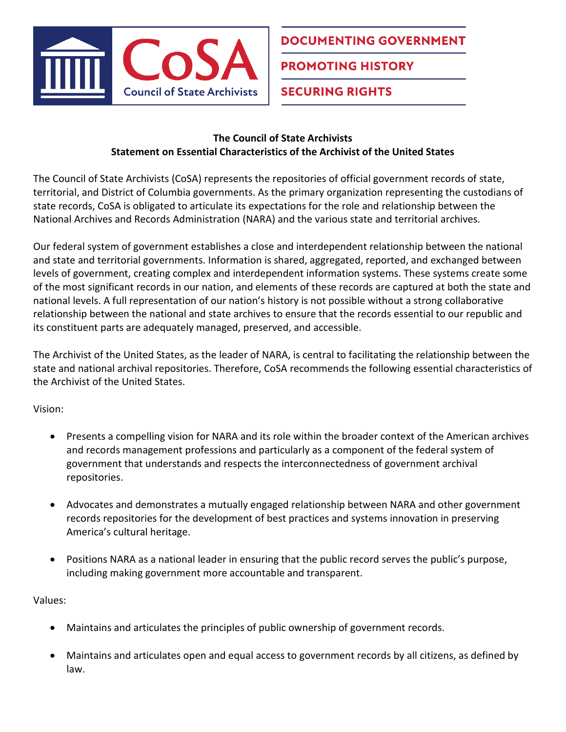CoSA Council of State Archivists

DOCUMENTING GOVERNMENT

PROMOTING HISTORY

SECURING RIGHTS

**The Council of State Archivists**
**Statement on Essential Characteristics of the Archivist of the United States**

The Council of State Archivists (CoSA) represents the repositories of official government records of state, territorial, and District of Columbia governments. As the primary organization representing the custodians of state records, CoSA is obligated to articulate its expectations for the role and relationship between the National Archives and Records Administration (NARA) and the various state and territorial archives.

Our federal system of government establishes a close and interdependent relationship between the national and state and territorial governments. Information is shared, aggregated, reported, and exchanged between levels of government, creating complex and interdependent information systems. These systems create some of the most significant records in our nation, and elements of these records are captured at both the state and national levels. A full representation of our nation's history is not possible without a strong collaborative relationship between the national and state archives to ensure that the records essential to our republic and its constituent parts are adequately managed, preserved, and accessible.

The Archivist of the United States, as the leader of NARA, is central to facilitating the relationship between the state and national archival repositories. Therefore, CoSA recommends the following essential characteristics of the Archivist of the United States.

Vision:

- Presents a compelling vision for NARA and its role within the broader context of the American archives and records management professions and particularly as a component of the federal system of government that understands and respects the interconnectedness of government archival repositories.

- Advocates and demonstrates a mutually engaged relationship between NARA and other government records repositories for the development of best practices and systems innovation in preserving America's cultural heritage.

- Positions NARA as a national leader in ensuring that the public record serves the public's purpose, including making government more accountable and transparent.

Values:

- Maintains and articulates the principles of public ownership of government records.

- Maintains and articulates open and equal access to government records by all citizens, as defined by law.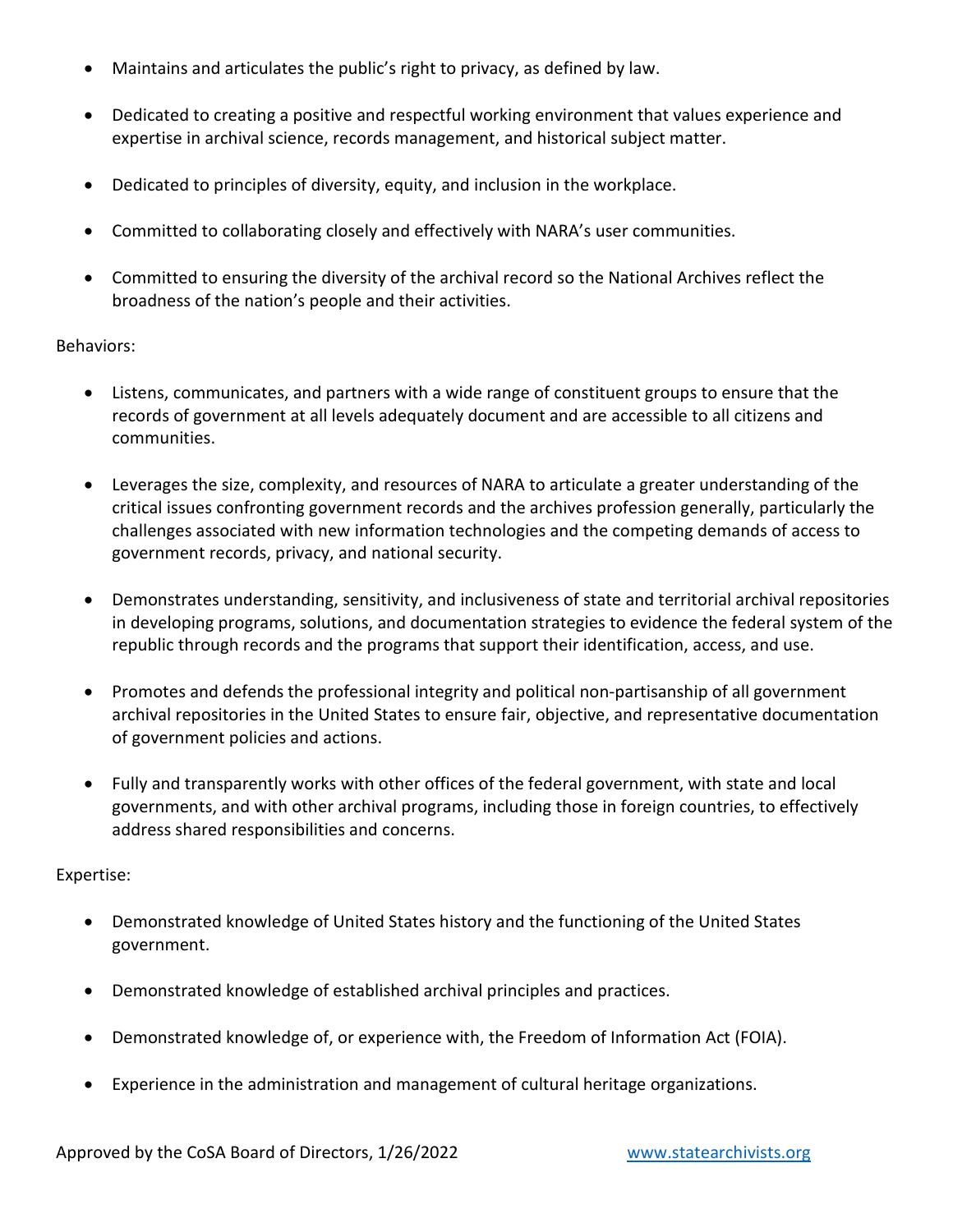- Maintains and articulates the public's right to privacy, as defined by law.
- Dedicated to creating a positive and respectful working environment that values experience and expertise in archival science, records management, and historical subject matter.
- Dedicated to principles of diversity, equity, and inclusion in the workplace.
- Committed to collaborating closely and effectively with NARA's user communities.
- Committed to ensuring the diversity of the archival record so the National Archives reflect the broadness of the nation's people and their activities.

Behaviors:

- Listens, communicates, and partners with a wide range of constituent groups to ensure that the records of government at all levels adequately document and are accessible to all citizens and communities.
- Leverages the size, complexity, and resources of NARA to articulate a greater understanding of the critical issues confronting government records and the archives profession generally, particularly the challenges associated with new information technologies and the competing demands of access to government records, privacy, and national security.
- Demonstrates understanding, sensitivity, and inclusiveness of state and territorial archival repositories in developing programs, solutions, and documentation strategies to evidence the federal system of the republic through records and the programs that support their identification, access, and use.
- Promotes and defends the professional integrity and political non-partisanship of all government archival repositories in the United States to ensure fair, objective, and representative documentation of government policies and actions.
- Fully and transparently works with other offices of the federal government, with state and local governments, and with other archival programs, including those in foreign countries, to effectively address shared responsibilities and concerns.

Expertise:

- Demonstrated knowledge of United States history and the functioning of the United States government.
- Demonstrated knowledge of established archival principles and practices.
- Demonstrated knowledge of, or experience with, the Freedom of Information Act (FOIA).
- Experience in the administration and management of cultural heritage organizations.

Approved by the CoSA Board of Directors, 1/26/2022 www.statearchivists.org